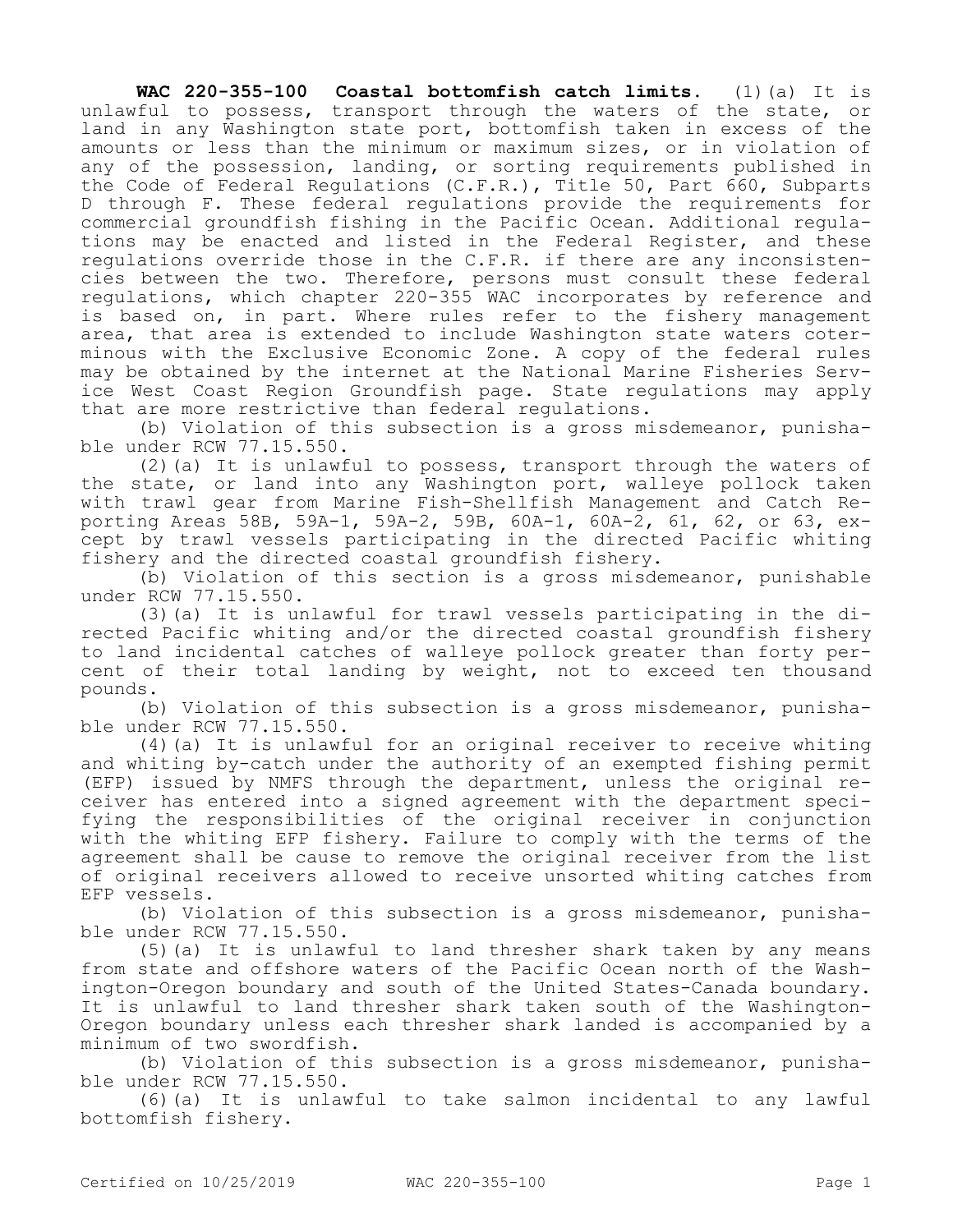**WAC 220-355-100 Coastal bottomfish catch limits.** (1)(a) It is unlawful to possess, transport through the waters of the state, or land in any Washington state port, bottomfish taken in excess of the amounts or less than the minimum or maximum sizes, or in violation of any of the possession, landing, or sorting requirements published in the Code of Federal Regulations (C.F.R.), Title 50, Part 660, Subparts D through F. These federal regulations provide the requirements for commercial groundfish fishing in the Pacific Ocean. Additional regulations may be enacted and listed in the Federal Register, and these regulations override those in the C.F.R. if there are any inconsistencies between the two. Therefore, persons must consult these federal regulations, which chapter 220-355 WAC incorporates by reference and is based on, in part. Where rules refer to the fishery management area, that area is extended to include Washington state waters coterminous with the Exclusive Economic Zone. A copy of the federal rules may be obtained by the internet at the National Marine Fisheries Service West Coast Region Groundfish page. State regulations may apply that are more restrictive than federal regulations.

(b) Violation of this subsection is a gross misdemeanor, punishable under RCW 77.15.550.

(2)(a) It is unlawful to possess, transport through the waters of the state, or land into any Washington port, walleye pollock taken with trawl gear from Marine Fish-Shellfish Management and Catch Reporting Areas 58B, 59A-1, 59A-2, 59B, 60A-1, 60A-2, 61, 62, or 63, except by trawl vessels participating in the directed Pacific whiting fishery and the directed coastal groundfish fishery.

(b) Violation of this section is a gross misdemeanor, punishable under RCW 77.15.550.

(3)(a) It is unlawful for trawl vessels participating in the directed Pacific whiting and/or the directed coastal groundfish fishery to land incidental catches of walleye pollock greater than forty percent of their total landing by weight, not to exceed ten thousand pounds.

(b) Violation of this subsection is a gross misdemeanor, punishable under RCW 77.15.550.

(4)(a) It is unlawful for an original receiver to receive whiting and whiting by-catch under the authority of an exempted fishing permit (EFP) issued by NMFS through the department, unless the original receiver has entered into a signed agreement with the department specifying the responsibilities of the original receiver in conjunction with the whiting EFP fishery. Failure to comply with the terms of the agreement shall be cause to remove the original receiver from the list of original receivers allowed to receive unsorted whiting catches from EFP vessels.

(b) Violation of this subsection is a gross misdemeanor, punishable under RCW 77.15.550.

(5)(a) It is unlawful to land thresher shark taken by any means from state and offshore waters of the Pacific Ocean north of the Washington-Oregon boundary and south of the United States-Canada boundary. It is unlawful to land thresher shark taken south of the Washington-Oregon boundary unless each thresher shark landed is accompanied by a minimum of two swordfish.

(b) Violation of this subsection is a gross misdemeanor, punishable under RCW 77.15.550.

(6)(a) It is unlawful to take salmon incidental to any lawful bottomfish fishery.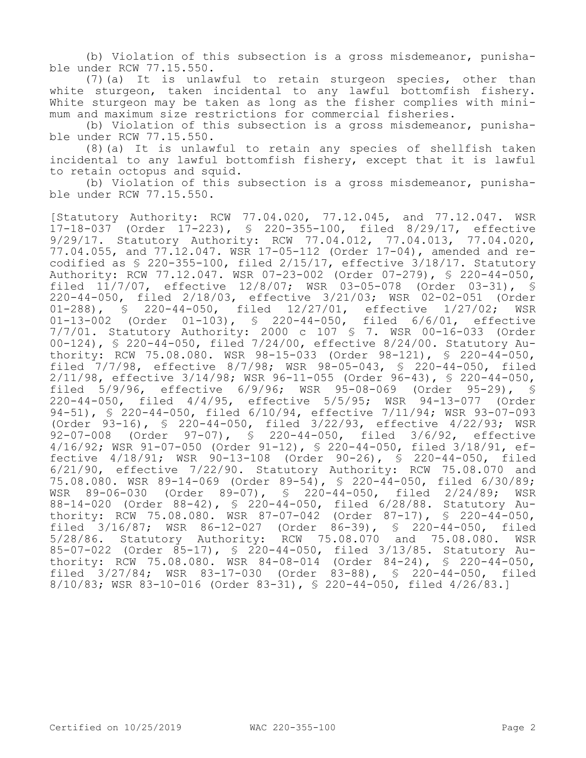(b) Violation of this subsection is a gross misdemeanor, punishable under RCW 77.15.550.

(7)(a) It is unlawful to retain sturgeon species, other than white sturgeon, taken incidental to any lawful bottomfish fishery. White sturgeon may be taken as long as the fisher complies with minimum and maximum size restrictions for commercial fisheries.

(b) Violation of this subsection is a gross misdemeanor, punishable under RCW 77.15.550.

(8)(a) It is unlawful to retain any species of shellfish taken incidental to any lawful bottomfish fishery, except that it is lawful to retain octopus and squid.

(b) Violation of this subsection is a gross misdemeanor, punishable under RCW 77.15.550.

[Statutory Authority: RCW 77.04.020, 77.12.045, and 77.12.047. WSR 17-18-037 (Order 17-223), § 220-355-100, filed 8/29/17, effective 9/29/17. Statutory Authority: RCW 77.04.012, 77.04.013, 77.04.020, 77.04.055, and 77.12.047. WSR 17-05-112 (Order 17-04), amended and recodified as § 220-355-100, filed 2/15/17, effective 3/18/17. Statutory Authority: RCW 77.12.047. WSR 07-23-002 (Order 07-279), § 220-44-050, filed 11/7/07, effective 12/8/07; WSR 03-05-078 (Order 03-31), § 220-44-050, filed 2/18/03, effective 3/21/03; WSR 02-02-051 (Order 01-288), § 220-44-050, filed 12/27/01, effective 1/27/02; WSR 01-13-002 (Order 01-103), § 220-44-050, filed 6/6/01, effective 7/7/01. Statutory Authority: 2000 c 107 § 7. WSR 00-16-033 (Order 00-124), § 220-44-050, filed 7/24/00, effective 8/24/00. Statutory Authority: RCW 75.08.080. WSR 98-15-033 (Order 98-121), § 220-44-050, filed 7/7/98, effective 8/7/98; WSR 98-05-043, § 220-44-050, filed 2/11/98, effective 3/14/98; WSR 96-11-055 (Order 96-43), § 220-44-050, filed 5/9/96, effective 6/9/96; WSR 95-08-069 (Order 95-29), § 220-44-050, filed 4/4/95, effective 5/5/95; WSR 94-13-077 (Order 94-51), § 220-44-050, filed 6/10/94, effective 7/11/94; WSR 93-07-093 (Order 93-16), § 220-44-050, filed 3/22/93, effective 4/22/93; WSR 92-07-008 (Order 97-07), § 220-44-050, filed 3/6/92, effective 4/16/92; WSR 91-07-050 (Order 91-12), § 220-44-050, filed 3/18/91, effective 4/18/91; WSR 90-13-108 (Order 90-26), § 220-44-050, filed 6/21/90, effective 7/22/90. Statutory Authority: RCW 75.08.070 and 75.08.080. WSR 89-14-069 (Order 89-54), § 220-44-050, filed 6/30/89; WSR 89-06-030 (Order 89-07), § 220-44-050, filed 2/24/89; WSR 88-14-020 (Order 88-42), § 220-44-050, filed 6/28/88. Statutory Authority: RCW 75.08.080. WSR 87-07-042 (Order 87-17), § 220-44-050, filed 3/16/87; WSR 86-12-027 (Order 86-39), § 220-44-050, filed 5/28/86. Statutory Authority: RCW 75.08.070 and 75.08.080. WSR 85-07-022 (Order 85-17), § 220-44-050, filed 3/13/85. Statutory Authority: RCW 75.08.080. WSR 84-08-014 (Order 84-24), § 220-44-050, filed 3/27/84; WSR 83-17-030 (Order 83-88), § 220-44-050, filed 8/10/83; WSR 83-10-016 (Order 83-31), § 220-44-050, filed 4/26/83.]